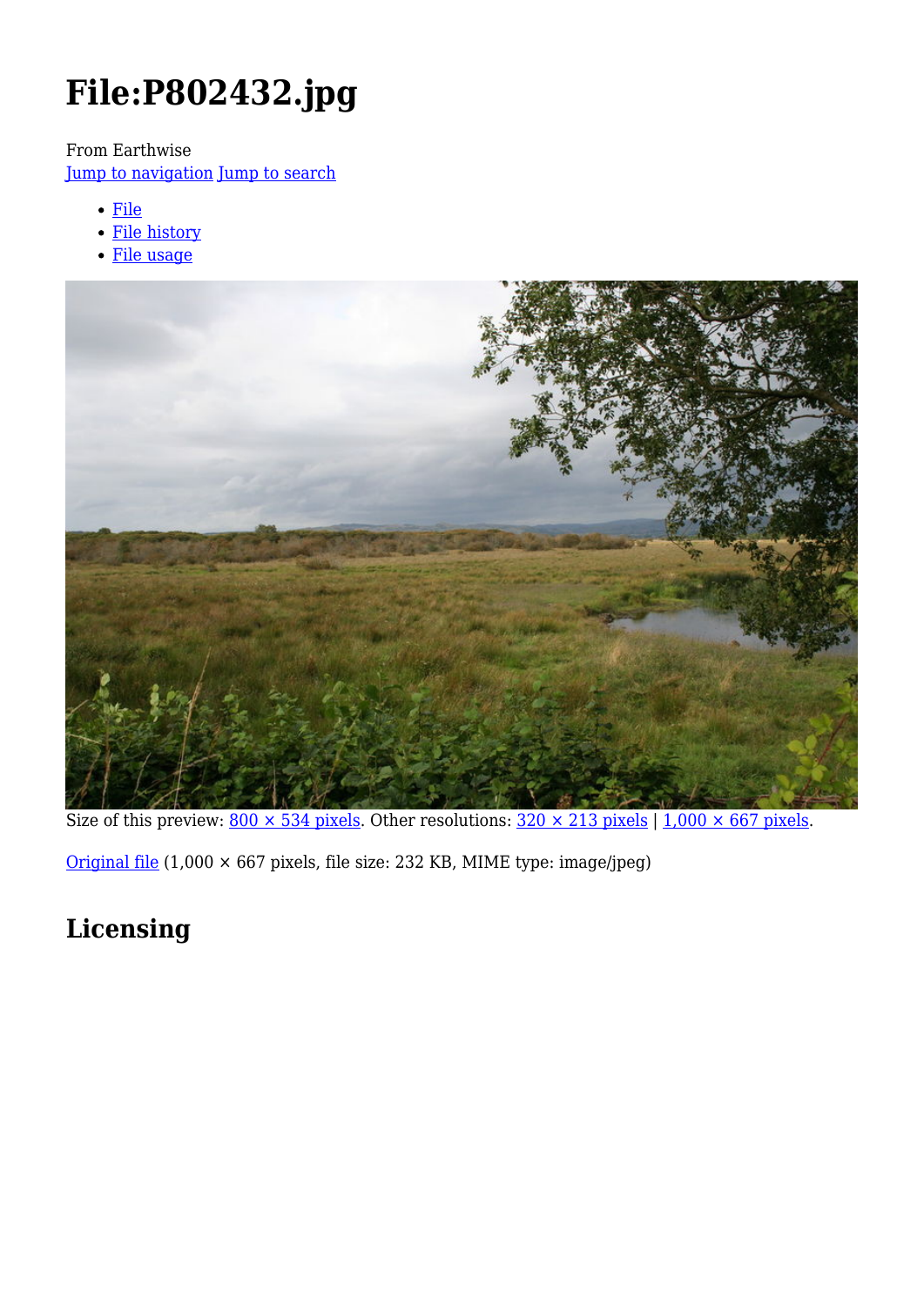# File:P802432.jpg

From Earthwise

Jump to navigation Jump to search

- File
- File history
- File usage

Size of this preview: 800 × 534 pixels. Other resolutions: 320 × 213 pixels | 1,000 × 667 pixels.

Original file (1,000 × 667 pixels, file size: 232 KB, MIME type: image/jpeg)

## Licensing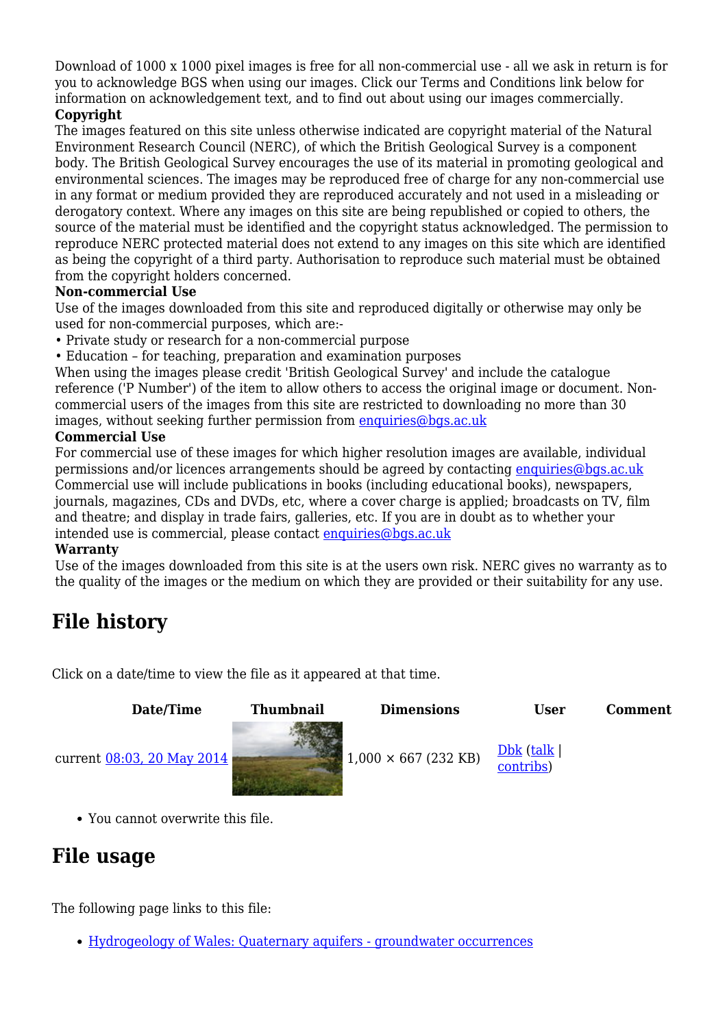Download of 1000 x 1000 pixel images is free for all non-commercial use - all we ask in return is for you to acknowledge BGS when using our images. Click our Terms and Conditions link below for information on acknowledgement text, and to find out about using our images commercially.

**Copyright**

The images featured on this site unless otherwise indicated are copyright material of the Natural Environment Research Council (NERC), of which the British Geological Survey is a component body. The British Geological Survey encourages the use of its material in promoting geological and environmental sciences. The images may be reproduced free of charge for any non-commercial use in any format or medium provided they are reproduced accurately and not used in a misleading or derogatory context. Where any images on this site are being republished or copied to others, the source of the material must be identified and the copyright status acknowledged. The permission to reproduce NERC protected material does not extend to any images on this site which are identified as being the copyright of a third party. Authorisation to reproduce such material must be obtained from the copyright holders concerned.

**Non-commercial Use**

Use of the images downloaded from this site and reproduced digitally or otherwise may only be used for non-commercial purposes, which are:-

- Private study or research for a non-commercial purpose
- Education – for teaching, preparation and examination purposes

When using the images please credit 'British Geological Survey' and include the catalogue reference ('P Number') of the item to allow others to access the original image or document. Non-commercial users of the images from this site are restricted to downloading no more than 30 images, without seeking further permission from enquiries@bgs.ac.uk

**Commercial Use**

For commercial use of these images for which higher resolution images are available, individual permissions and/or licences arrangements should be agreed by contacting enquiries@bgs.ac.uk Commercial use will include publications in books (including educational books), newspapers, journals, magazines, CDs and DVDs, etc, where a cover charge is applied; broadcasts on TV, film and theatre; and display in trade fairs, galleries, etc. If you are in doubt as to whether your intended use is commercial, please contact enquiries@bgs.ac.uk

**Warranty**

Use of the images downloaded from this site is at the users own risk. NERC gives no warranty as to the quality of the images or the medium on which they are provided or their suitability for any use.

## File history

Click on a date/time to view the file as it appeared at that time.

| | Date/Time | Thumbnail | Dimensions | User | Comment |
|---|---|---|---|---|---|
| current | 08:03, 20 May 2014 | | 1,000 × 667 (232 KB) | Dbk (talk \| contribs) | |

- You cannot overwrite this file.

## File usage

The following page links to this file:

- Hydrogeology of Wales: Quaternary aquifers - groundwater occurrences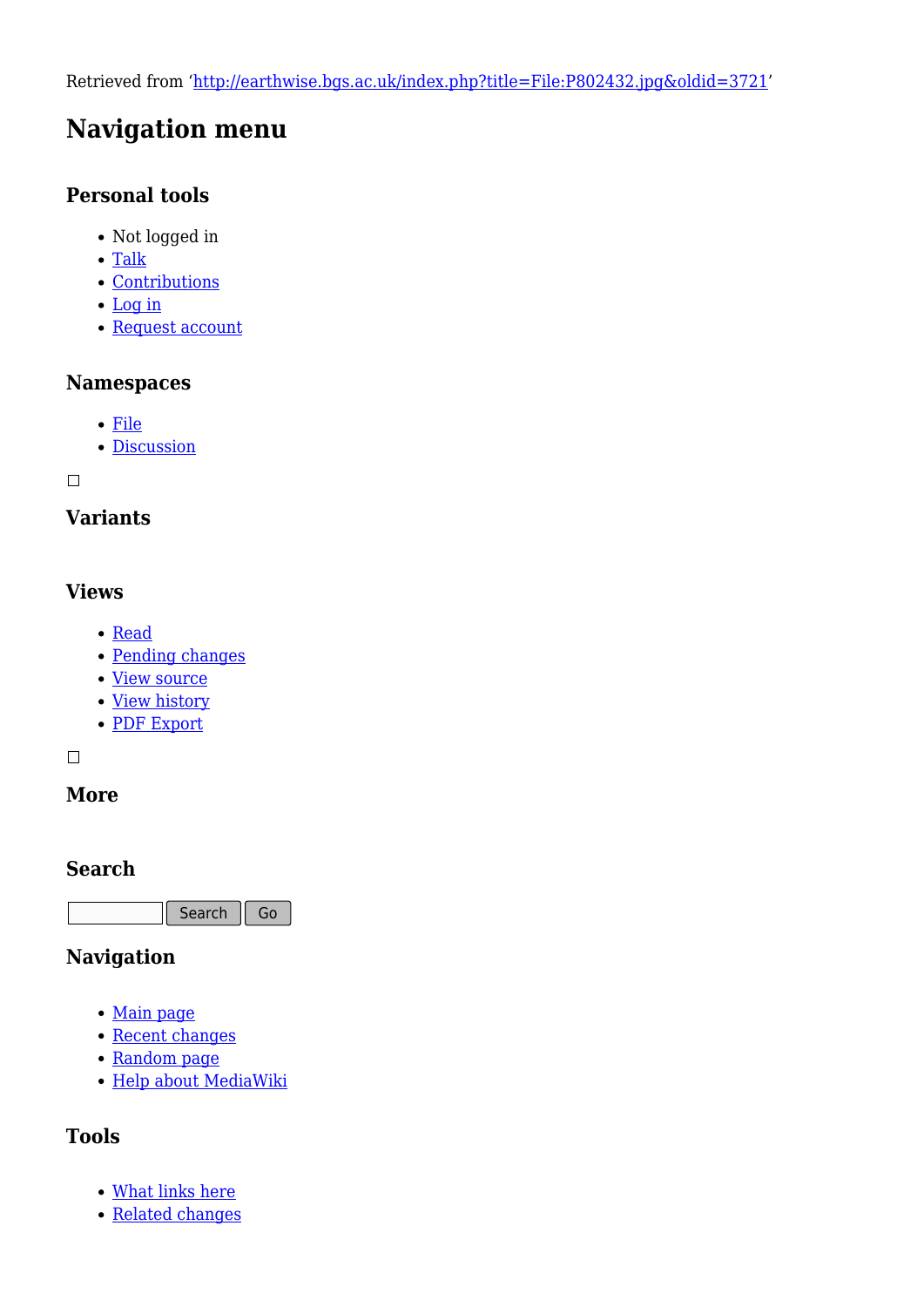Retrieved from 'http://earthwise.bgs.ac.uk/index.php?title=File:P802432.jpg&oldid=3721'

# Navigation menu

## Personal tools

- Not logged in
- Talk
- Contributions
- Log in
- Request account

## Namespaces

- File
- Discussion

## Variants

## Views

- Read
- Pending changes
- View source
- View history
- PDF Export

## More

## Search

Search Go

## Navigation

- Main page
- Recent changes
- Random page
- Help about MediaWiki

## Tools

- What links here
- Related changes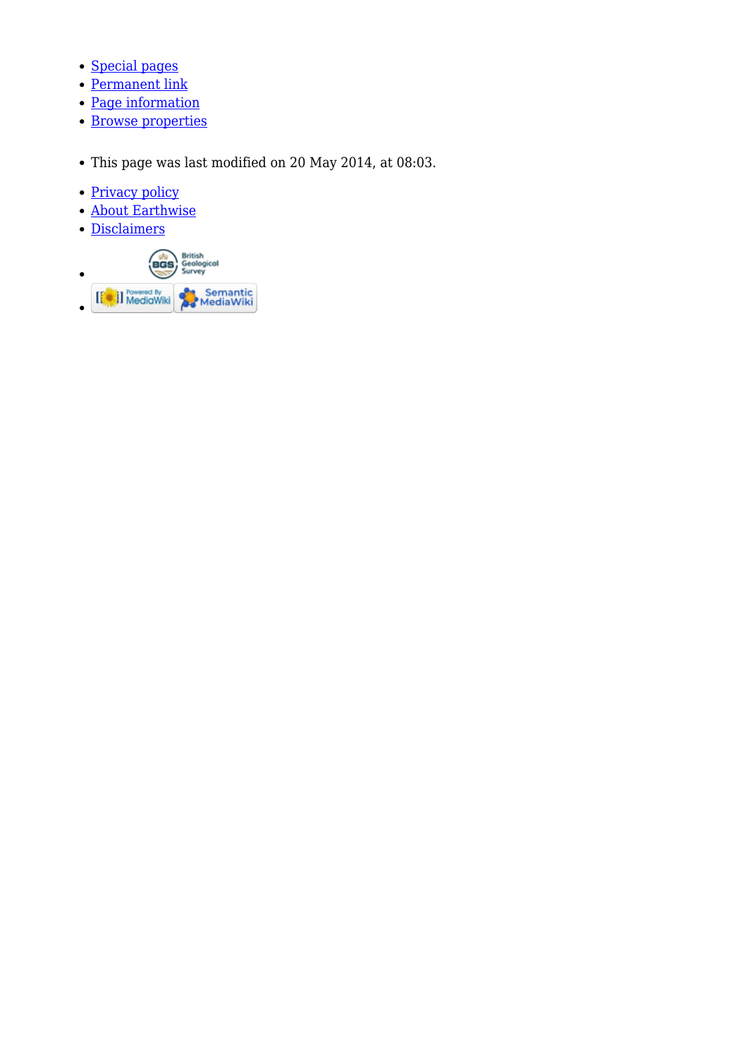- Special pages
- Permanent link
- Page information
- Browse properties

- This page was last modified on 20 May 2014, at 08:03.

- Privacy policy
- About Earthwise
- Disclaimers